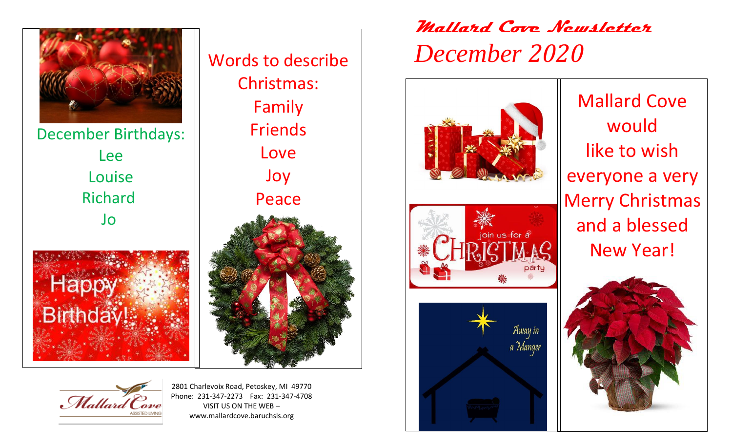# Mallard Cove Newsletter

## December 2020

Mallard Cove would like to wish everyone a very Merry Christmas and a blessed New Year!

join us for a CHRISTMAS party

Away in a Manger

December Birthdays:

Lee
Louise
Richard
Jo

Happy Birthday!

Words to describe Christmas:

Family
Friends
Love
Joy
Peace

2801 Charlevoix Road, Petoskey, MI 49770
Phone: 231-347-2273 Fax: 231-347-4708
VISIT US ON THE WEB –
www.mallardcove.baruchsls.org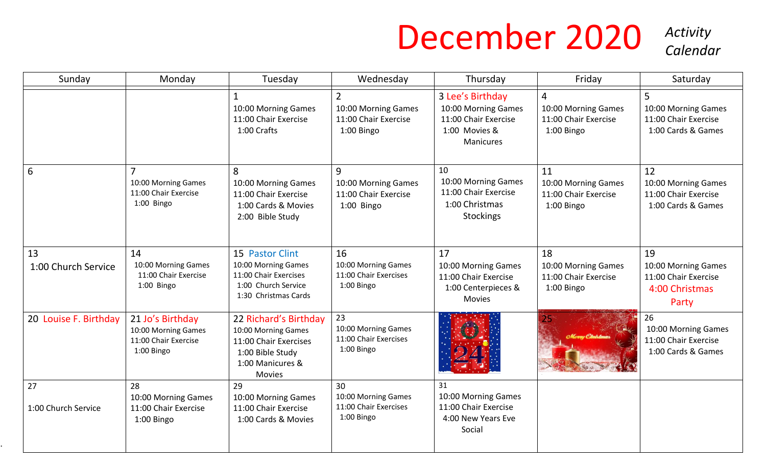# December 2020 *Activity Calendar*

| Sunday | Monday | Tuesday | Wednesday | Thursday | Friday | Saturday |
|---|---|---|---|---|---|---|
| | | 1<br>10:00 Morning Games<br>11:00 Chair Exercise<br>1:00 Crafts | 2<br>10:00 Morning Games<br>11:00 Chair Exercise<br>1:00 Bingo | 3 Lee's Birthday<br>10:00 Morning Games<br>11:00 Chair Exercise<br>1:00 Movies & Manicures | 4<br>10:00 Morning Games<br>11:00 Chair Exercise<br>1:00 Bingo | 5<br>10:00 Morning Games<br>11:00 Chair Exercise<br>1:00 Cards & Games |
| 6 | 7<br>10:00 Morning Games<br>11:00 Chair Exercise<br>1:00 Bingo | 8<br>10:00 Morning Games<br>11:00 Chair Exercise<br>1:00 Cards & Movies<br>2:00 Bible Study | 9<br>10:00 Morning Games<br>11:00 Chair Exercise<br>1:00 Bingo | 10<br>10:00 Morning Games<br>11:00 Chair Exercise<br>1:00 Christmas Stockings | 11<br>10:00 Morning Games<br>11:00 Chair Exercise<br>1:00 Bingo | 12<br>10:00 Morning Games<br>11:00 Chair Exercise<br>1:00 Cards & Games |
| 13<br>1:00 Church Service | 14<br>10:00 Morning Games<br>11:00 Chair Exercise<br>1:00 Bingo | 15 Pastor Clint<br>10:00 Morning Games<br>11:00 Chair Exercise<br>1:00 Church Service<br>1:30 Christmas Cards | 16<br>10:00 Morning Games<br>11:00 Chair Exercises<br>1:00 Bingo | 17<br>10:00 Morning Games<br>11:00 Chair Exercise<br>1:00 Centerpieces & Movies | 18<br>10:00 Morning Games<br>11:00 Chair Exercise<br>1:00 Bingo | 19<br>10:00 Morning Games<br>11:00 Chair Exercise<br>4:00 Christmas Party |
| 20 Louise F. Birthday | 21 Jo's Birthday<br>10:00 Morning Games<br>11:00 Chair Exercise<br>1:00 Bingo | 22 Richard's Birthday<br>10:00 Morning Games<br>11:00 Chair Exercises<br>1:00 Bible Study<br>1:00 Manicures & Movies | 23<br>10:00 Morning Games<br>11:00 Chair Exercises<br>1:00 Bingo | 24 | 25<br>Merry Christmas | 26<br>10:00 Morning Games<br>11:00 Chair Exercise<br>1:00 Cards & Games |
| 27<br>1:00 Church Service | 28<br>10:00 Morning Games<br>11:00 Chair Exercise<br>1:00 Bingo | 29<br>10:00 Morning Games<br>11:00 Chair Exercise<br>1:00 Cards & Movies | 30<br>10:00 Morning Games<br>11:00 Chair Exercises<br>1:00 Bingo | 31<br>10:00 Morning Games<br>11:00 Chair Exercise<br>4:00 New Years Eve Social | | |